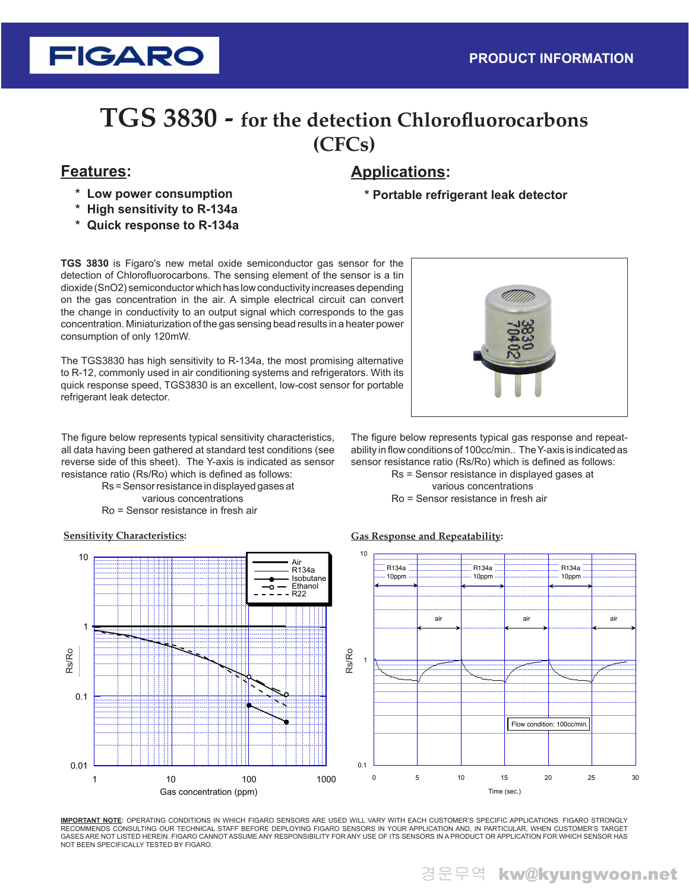FIGARO

PRODUCT INFORMATION

# TGS 3830 - for the detection Chlorofluorocarbons (CFCs)

## Features:

* Low power consumption
* High sensitivity to R-134a
* Quick response to R-134a

## Applications:

* Portable refrigerant leak detector

**TGS 3830** is Figaro's new metal oxide semiconductor gas sensor for the detection of Chlorofluorocarbons. The sensing element of the sensor is a tin dioxide ($SnO_2$) semiconductor which has low conductivity increases depending on the gas concentration in the air. A simple electrical circuit can convert the change in conductivity to an output signal which corresponds to the gas concentration. Miniaturization of the gas sensing bead results in a heater power consumption of only 120mW.

The TGS3830 has high sensitivity to R-134a, the most promising alternative to R-12, commonly used in air conditioning systems and refrigerators. With its quick response speed, TGS3830 is an excellent, low-cost sensor for portable refrigerant leak detector.

The figure below represents typical sensitivity characteristics, all data having been gathered at standard test conditions (see reverse side of this sheet). The Y-axis is indicated as sensor resistance ratio (Rs/Ro) which is defined as follows:

Rs = Sensor resistance in displayed gases at various concentrations
Ro = Sensor resistance in fresh air

The figure below represents typical gas response and repeatability in flow conditions of 100cc/min.. The Y-axis is indicated as sensor resistance ratio (Rs/Ro) which is defined as follows:

Rs = Sensor resistance in displayed gases at various concentrations
Ro = Sensor resistance in fresh air

**Sensitivity Characteristics:**

(Graph: Rs/Ro (0.01–10) vs. Gas concentration (ppm) (1–1000); legend: Air, R134a, Isobutane, Ethanol, R22)

**Gas Response and Repeatability:**

(Graph: Rs/Ro (0.1–10) vs. Time (sec.) (0–30); alternating R134a 10ppm and air; Flow condition: 100cc/min.)

**IMPORTANT NOTE:** OPERATING CONDITIONS IN WHICH FIGARO SENSORS ARE USED WILL VARY WITH EACH CUSTOMER'S SPECIFIC APPLICATIONS. FIGARO STRONGLY RECOMMENDS CONSULTING OUR TECHNICAL STAFF BEFORE DEPLOYING FIGARO SENSORS IN YOUR APPLICATION AND, IN PARTICULAR, WHEN CUSTOMER'S TARGET GASES ARE NOT LISTED HEREIN. FIGARO CANNOT ASSUME ANY RESPONSIBILITY FOR ANY USE OF ITS SENSORS IN A PRODUCT OR APPLICATION FOR WHICH SENSOR HAS NOT BEEN SPECIFICALLY TESTED BY FIGARO.

경운무역 kw@kyungwoon.net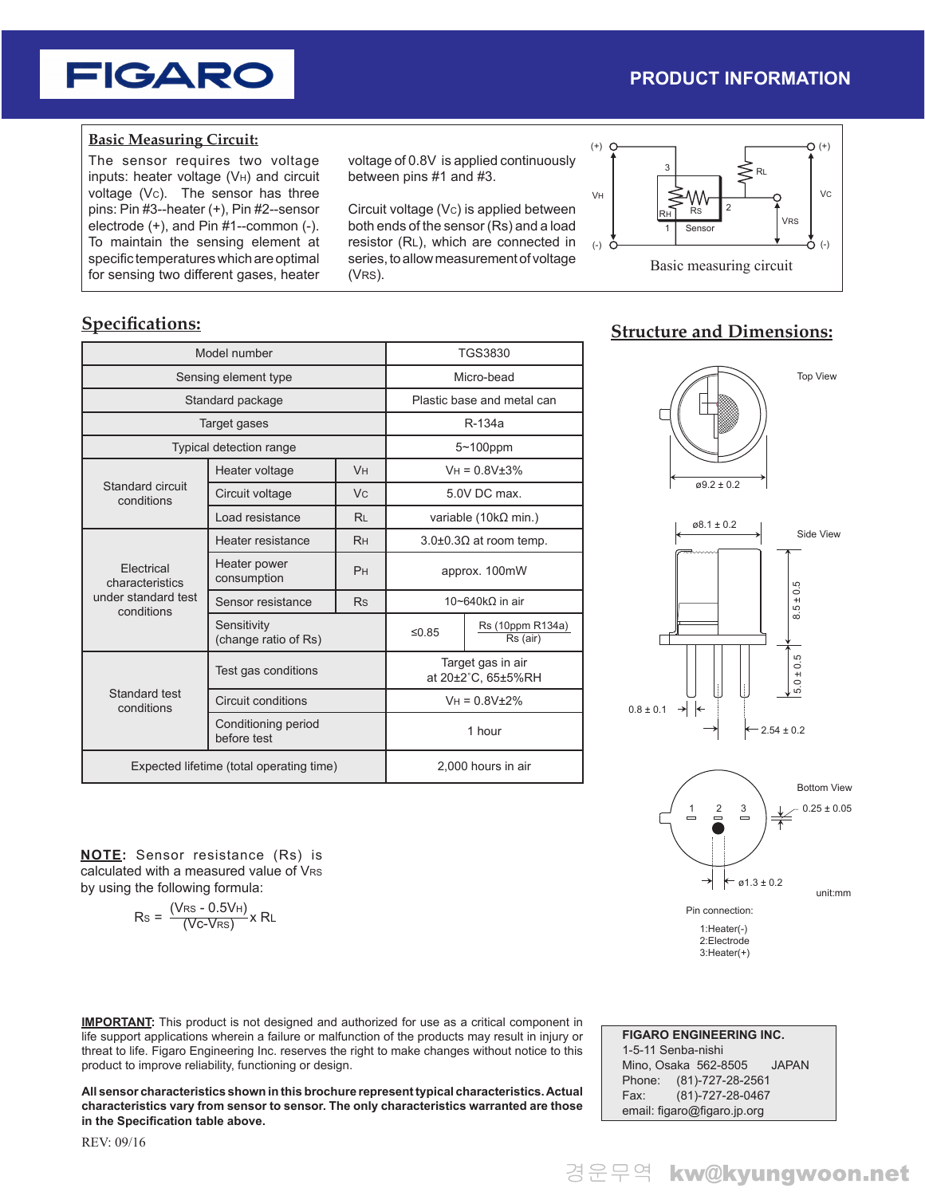**PRODUCT INFORMATION**

## Basic Measuring Circuit:

The sensor requires two voltage inputs: heater voltage ($V_H$) and circuit voltage ($V_C$). The sensor has three pins: Pin #3--heater (+), Pin #2--sensor electrode (+), and Pin #1--common (-). To maintain the sensing element at specific temperatures which are optimal for sensing two different gases, heater voltage of 0.8V is applied continuously between pins #1 and #3.

Circuit voltage ($V_C$) is applied between both ends of the sensor (Rs) and a load resistor ($R_L$), which are connected in series, to allow measurement of voltage ($V_{RS}$).

(+) (+) 3 RL VH RH RS 2 VC VRS 1 Sensor (-) (-)

Basic measuring circuit

## Specifications:

| | | | | |
|---|---|---|---|---|
| Model number | | | TGS3830 | |
| Sensing element type | | | Micro-bead | |
| Standard package | | | Plastic base and metal can | |
| Target gases | | | R-134a | |
| Typical detection range | | | 5~100ppm | |
| Standard circuit conditions | Heater voltage | $V_H$ | $V_H$ = 0.8V±3% | |
| | Circuit voltage | $V_C$ | 5.0V DC max. | |
| | Load resistance | $R_L$ | variable (10kΩ min.) | |
| Electrical characteristics under standard test conditions | Heater resistance | $R_H$ | 3.0±0.3Ω at room temp. | |
| | Heater power consumption | $P_H$ | approx. 100mW | |
| | Sensor resistance | Rs | 10~640kΩ in air | |
| | Sensitivity (change ratio of Rs) | | ≤0.85 | Rs (10ppm R134a) / Rs (air) |
| Standard test conditions | Test gas conditions | | Target gas in air at 20±2˚C, 65±5%RH | |
| | Circuit conditions | | $V_H$ = 0.8V±2% | |
| | Conditioning period before test | | 1 hour | |
| Expected lifetime (total operating time) | | | 2,000 hours in air | |

**NOTE**: Sensor resistance (Rs) is calculated with a measured value of $V_{RS}$ by using the following formula:

$$R_S = \frac{(V_{RS} - 0.5V_H)}{(V_C - V_{RS})} \times R_L$$

## Structure and Dimensions:

Top View

ø9.2 ± 0.2

ø8.1 ± 0.2

Side View

8.5 ± 0.5

5.0 ± 0.5

0.8 ± 0.1

2.54 ± 0.2

Bottom View

1 2 3

0.25 ± 0.05

ø1.3 ± 0.2

unit:mm

Pin connection:
1:Heater(-)
2:Electrode
3:Heater(+)

**IMPORTANT**: This product is not designed and authorized for use as a critical component in life support applications wherein a failure or malfunction of the products may result in injury or threat to life. Figaro Engineering Inc. reserves the right to make changes without notice to this product to improve reliability, functioning or design.

**All sensor characteristics shown in this brochure represent typical characteristics. Actual characteristics vary from sensor to sensor. The only characteristics warranted are those in the Specification table above.**

REV: 09/16

**FIGARO ENGINEERING INC.**
1-5-11 Senba-nishi
Mino, Osaka 562-8505 JAPAN
Phone: (81)-727-28-2561
Fax: (81)-727-28-0467
email: figaro@figaro.jp.org

경운무역 kw@kyungwoon.net